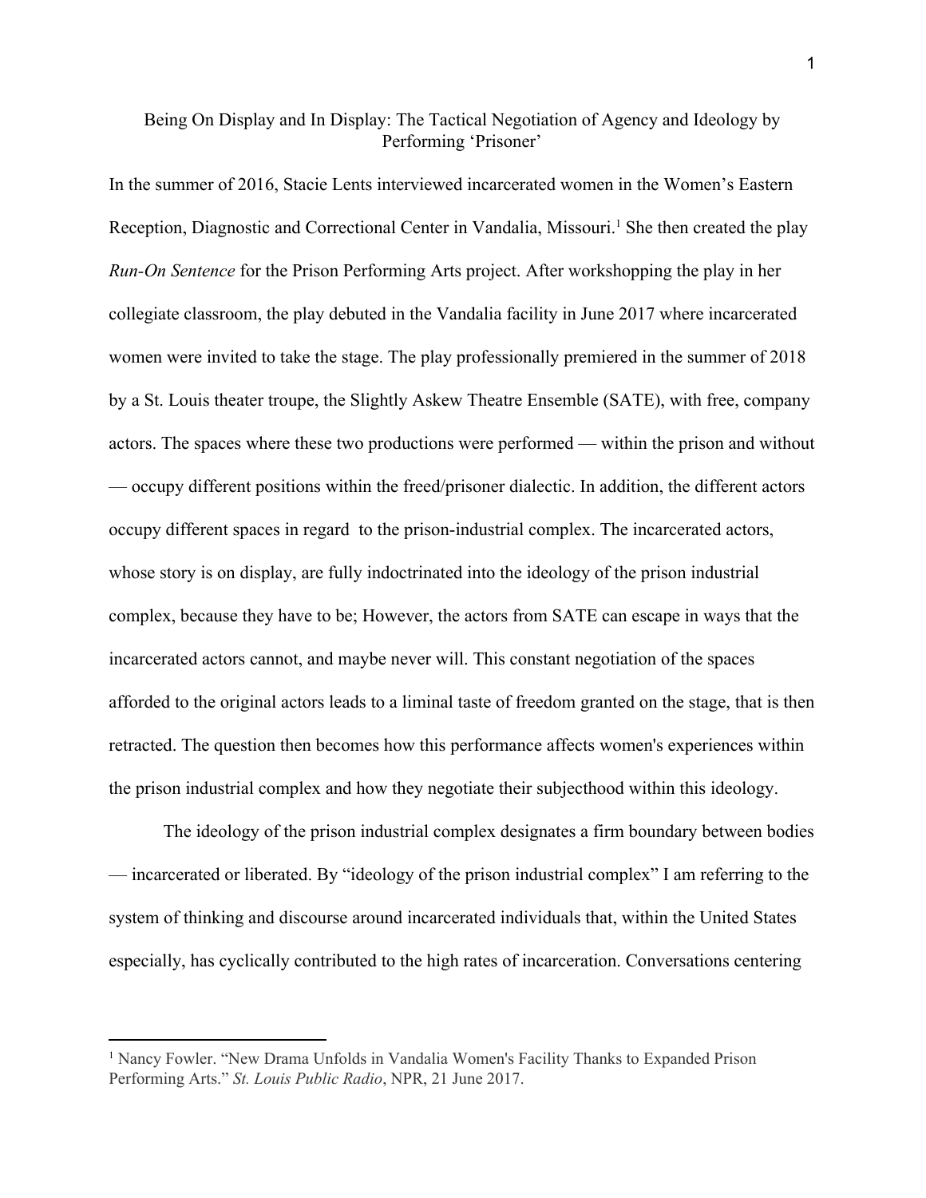# Being On Display and In Display: The Tactical Negotiation of Agency and Ideology by Performing 'Prisoner'

In the summer of 2016, Stacie Lents interviewed incarcerated women in the Women's Eastern Reception, Diagnostic and Correctional Center in Vandalia, Missouri.[1] She then created the play *Run-On Sentence* for the Prison Performing Arts project. After workshopping the play in her collegiate classroom, the play debuted in the Vandalia facility in June 2017 where incarcerated women were invited to take the stage. The play professionally premiered in the summer of 2018 by a St. Louis theater troupe, the Slightly Askew Theatre Ensemble (SATE), with free, company actors. The spaces where these two productions were performed — within the prison and without — occupy different positions within the freed/prisoner dialectic. In addition, the different actors occupy different spaces in regard to the prison-industrial complex. The incarcerated actors, whose story is on display, are fully indoctrinated into the ideology of the prison industrial complex, because they have to be; However, the actors from SATE can escape in ways that the incarcerated actors cannot, and maybe never will. This constant negotiation of the spaces afforded to the original actors leads to a liminal taste of freedom granted on the stage, that is then retracted. The question then becomes how this performance affects women's experiences within the prison industrial complex and how they negotiate their subjecthood within this ideology.

The ideology of the prison industrial complex designates a firm boundary between bodies — incarcerated or liberated. By "ideology of the prison industrial complex" I am referring to the system of thinking and discourse around incarcerated individuals that, within the United States especially, has cyclically contributed to the high rates of incarceration. Conversations centering

---

[1] Nancy Fowler. "New Drama Unfolds in Vandalia Women's Facility Thanks to Expanded Prison Performing Arts." *St. Louis Public Radio*, NPR, 21 June 2017.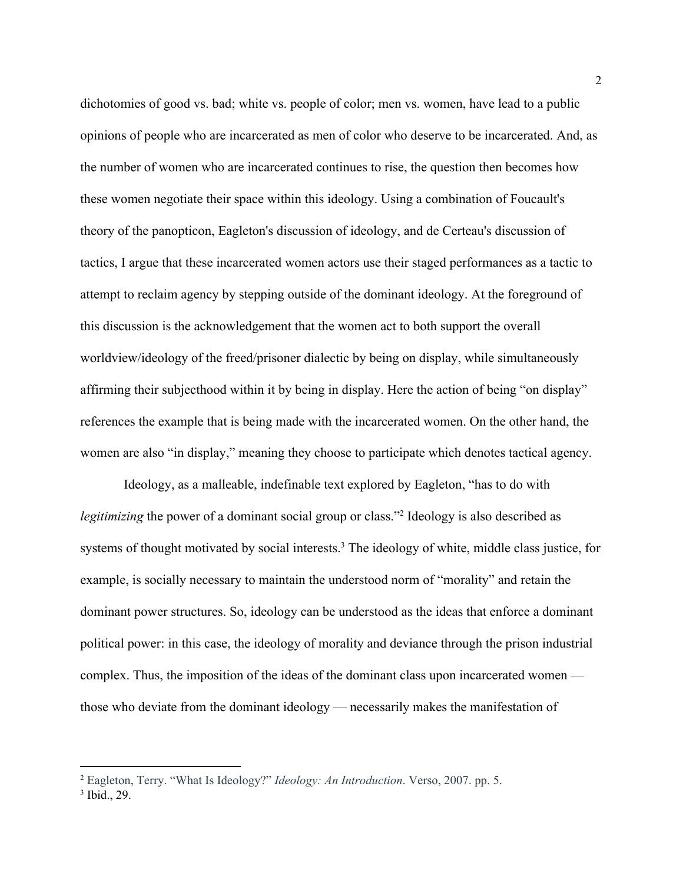dichotomies of good vs. bad; white vs. people of color; men vs. women, have lead to a public opinions of people who are incarcerated as men of color who deserve to be incarcerated. And, as the number of women who are incarcerated continues to rise, the question then becomes how these women negotiate their space within this ideology. Using a combination of Foucault's theory of the panopticon, Eagleton's discussion of ideology, and de Certeau's discussion of tactics, I argue that these incarcerated women actors use their staged performances as a tactic to attempt to reclaim agency by stepping outside of the dominant ideology. At the foreground of this discussion is the acknowledgement that the women act to both support the overall worldview/ideology of the freed/prisoner dialectic by being on display, while simultaneously affirming their subjecthood within it by being in display. Here the action of being "on display" references the example that is being made with the incarcerated women. On the other hand, the women are also "in display," meaning they choose to participate which denotes tactical agency.

Ideology, as a malleable, indefinable text explored by Eagleton, "has to do with *legitimizing* the power of a dominant social group or class."[2] Ideology is also described as systems of thought motivated by social interests.[3] The ideology of white, middle class justice, for example, is socially necessary to maintain the understood norm of "morality" and retain the dominant power structures. So, ideology can be understood as the ideas that enforce a dominant political power: in this case, the ideology of morality and deviance through the prison industrial complex. Thus, the imposition of the ideas of the dominant class upon incarcerated women — those who deviate from the dominant ideology — necessarily makes the manifestation of

---

[2] Eagleton, Terry. "What Is Ideology?" *Ideology: An Introduction*. Verso, 2007. pp. 5.

[3] Ibid., 29.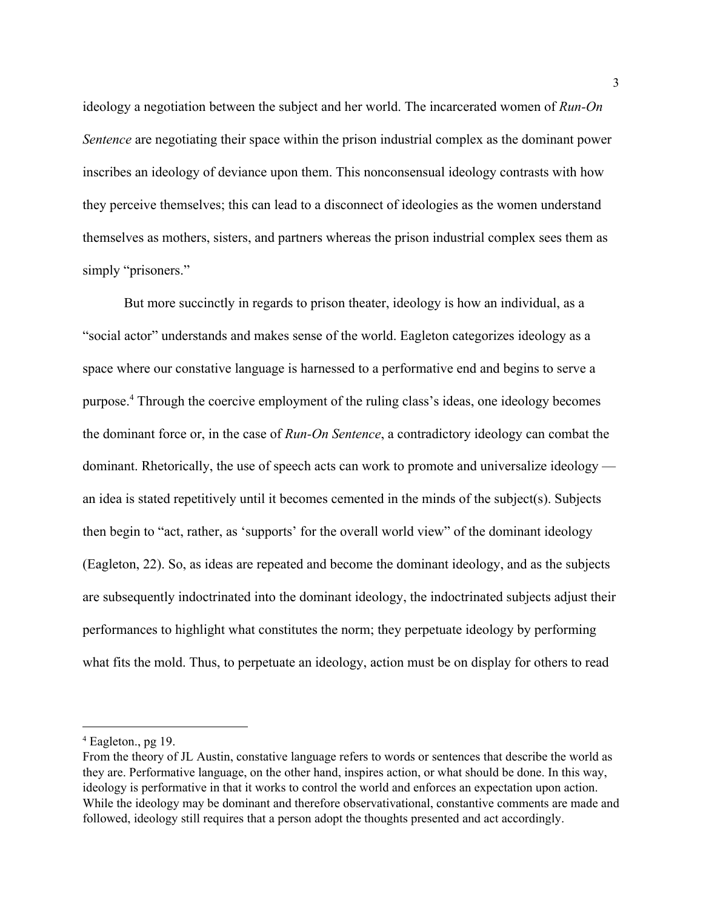ideology a negotiation between the subject and her world. The incarcerated women of *Run-On Sentence* are negotiating their space within the prison industrial complex as the dominant power inscribes an ideology of deviance upon them. This nonconsensual ideology contrasts with how they perceive themselves; this can lead to a disconnect of ideologies as the women understand themselves as mothers, sisters, and partners whereas the prison industrial complex sees them as simply "prisoners."

But more succinctly in regards to prison theater, ideology is how an individual, as a "social actor" understands and makes sense of the world. Eagleton categorizes ideology as a space where our constative language is harnessed to a performative end and begins to serve a purpose.[4] Through the coercive employment of the ruling class's ideas, one ideology becomes the dominant force or, in the case of *Run-On Sentence*, a contradictory ideology can combat the dominant. Rhetorically, the use of speech acts can work to promote and universalize ideology — an idea is stated repetitively until it becomes cemented in the minds of the subject(s). Subjects then begin to "act, rather, as 'supports' for the overall world view" of the dominant ideology (Eagleton, 22). So, as ideas are repeated and become the dominant ideology, and as the subjects are subsequently indoctrinated into the dominant ideology, the indoctrinated subjects adjust their performances to highlight what constitutes the norm; they perpetuate ideology by performing what fits the mold. Thus, to perpetuate an ideology, action must be on display for others to read

---

[4] Eagleton., pg 19.
From the theory of JL Austin, constative language refers to words or sentences that describe the world as they are. Performative language, on the other hand, inspires action, or what should be done. In this way, ideology is performative in that it works to control the world and enforces an expectation upon action. While the ideology may be dominant and therefore observativational, constantive comments are made and followed, ideology still requires that a person adopt the thoughts presented and act accordingly.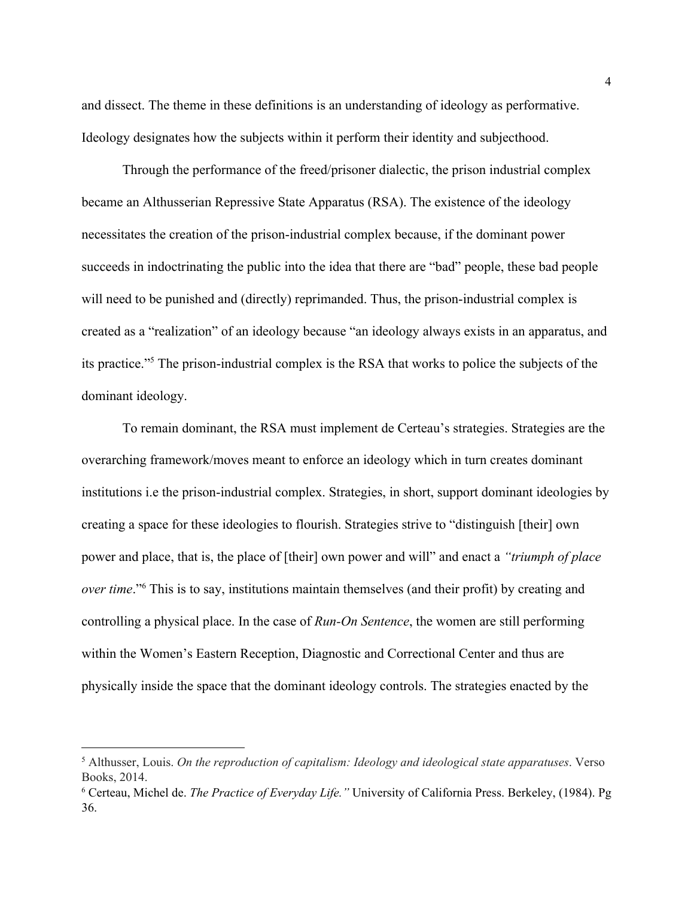and dissect. The theme in these definitions is an understanding of ideology as performative. Ideology designates how the subjects within it perform their identity and subjecthood.

Through the performance of the freed/prisoner dialectic, the prison industrial complex became an Althusserian Repressive State Apparatus (RSA). The existence of the ideology necessitates the creation of the prison-industrial complex because, if the dominant power succeeds in indoctrinating the public into the idea that there are "bad" people, these bad people will need to be punished and (directly) reprimanded. Thus, the prison-industrial complex is created as a "realization" of an ideology because "an ideology always exists in an apparatus, and its practice."[5] The prison-industrial complex is the RSA that works to police the subjects of the dominant ideology.

To remain dominant, the RSA must implement de Certeau's strategies. Strategies are the overarching framework/moves meant to enforce an ideology which in turn creates dominant institutions i.e the prison-industrial complex. Strategies, in short, support dominant ideologies by creating a space for these ideologies to flourish. Strategies strive to "distinguish [their] own power and place, that is, the place of [their] own power and will" and enact a *"triumph of place over time*."[6] This is to say, institutions maintain themselves (and their profit) by creating and controlling a physical place. In the case of *Run-On Sentence*, the women are still performing within the Women's Eastern Reception, Diagnostic and Correctional Center and thus are physically inside the space that the dominant ideology controls. The strategies enacted by the

---

[5] Althusser, Louis. *On the reproduction of capitalism: Ideology and ideological state apparatuses*. Verso Books, 2014.

[6] Certeau, Michel de. *The Practice of Everyday Life."* University of California Press. Berkeley, (1984). Pg 36.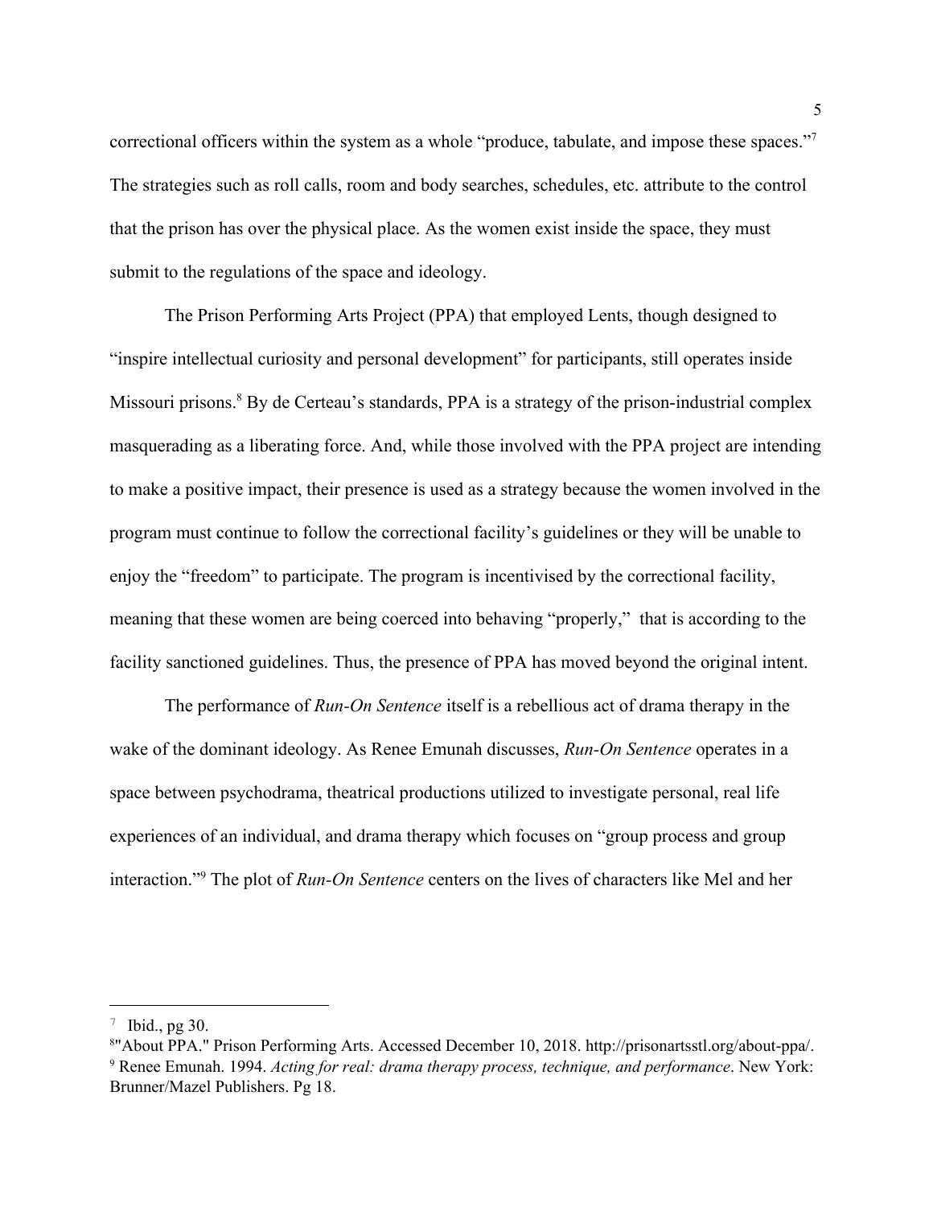correctional officers within the system as a whole "produce, tabulate, and impose these spaces."[7] The strategies such as roll calls, room and body searches, schedules, etc. attribute to the control that the prison has over the physical place. As the women exist inside the space, they must submit to the regulations of the space and ideology.

The Prison Performing Arts Project (PPA) that employed Lents, though designed to "inspire intellectual curiosity and personal development" for participants, still operates inside Missouri prisons.[8] By de Certeau's standards, PPA is a strategy of the prison-industrial complex masquerading as a liberating force. And, while those involved with the PPA project are intending to make a positive impact, their presence is used as a strategy because the women involved in the program must continue to follow the correctional facility's guidelines or they will be unable to enjoy the "freedom" to participate. The program is incentivised by the correctional facility, meaning that these women are being coerced into behaving "properly," that is according to the facility sanctioned guidelines. Thus, the presence of PPA has moved beyond the original intent.

The performance of *Run-On Sentence* itself is a rebellious act of drama therapy in the wake of the dominant ideology. As Renee Emunah discusses, *Run-On Sentence* operates in a space between psychodrama, theatrical productions utilized to investigate personal, real life experiences of an individual, and drama therapy which focuses on "group process and group interaction."[9] The plot of *Run-On Sentence* centers on the lives of characters like Mel and her

---

[7] Ibid., pg 30.

[8] "About PPA." Prison Performing Arts. Accessed December 10, 2018. http://prisonartsstl.org/about-ppa/.

[9] Renee Emunah. 1994. *Acting for real: drama therapy process, technique, and performance*. New York: Brunner/Mazel Publishers. Pg 18.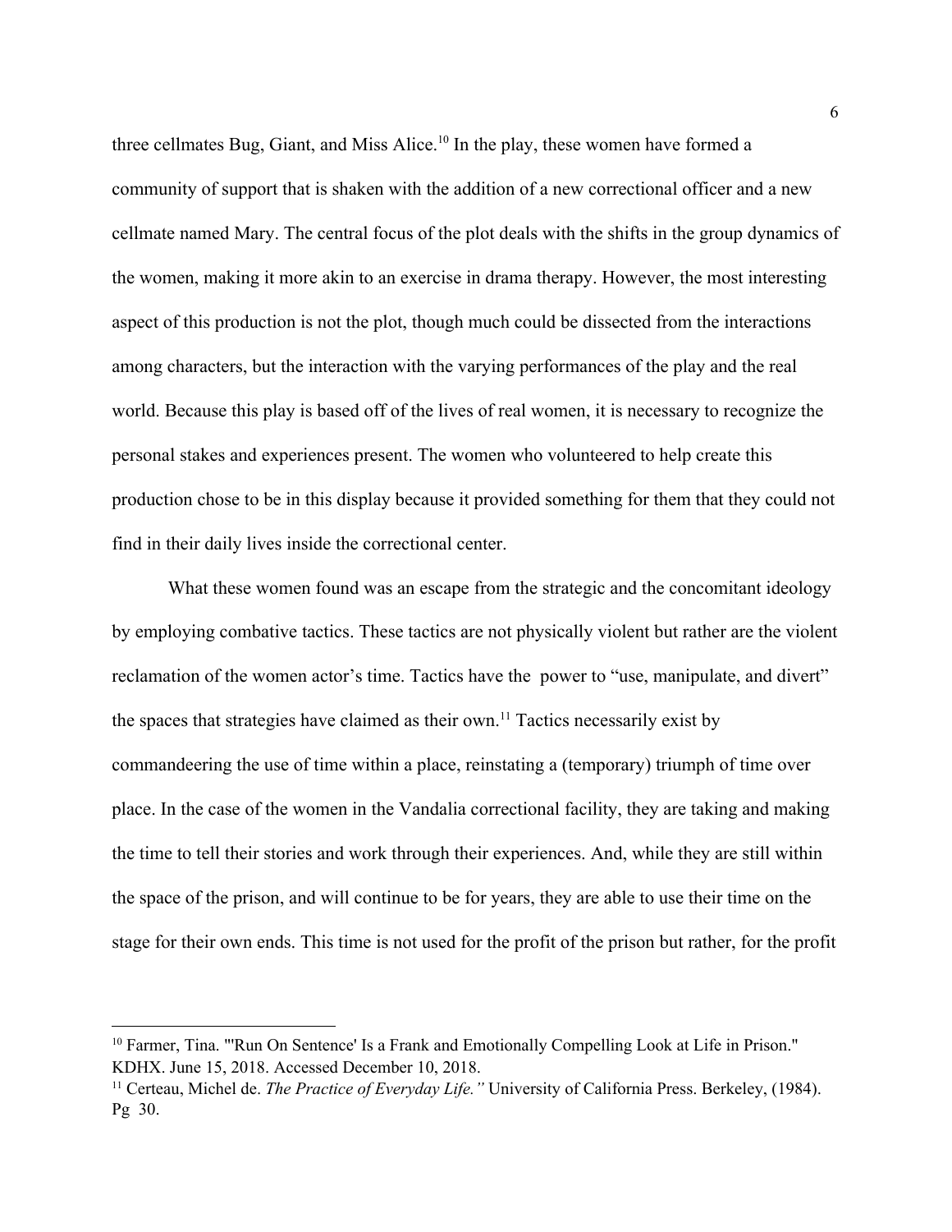three cellmates Bug, Giant, and Miss Alice.[10] In the play, these women have formed a community of support that is shaken with the addition of a new correctional officer and a new cellmate named Mary. The central focus of the plot deals with the shifts in the group dynamics of the women, making it more akin to an exercise in drama therapy. However, the most interesting aspect of this production is not the plot, though much could be dissected from the interactions among characters, but the interaction with the varying performances of the play and the real world. Because this play is based off of the lives of real women, it is necessary to recognize the personal stakes and experiences present. The women who volunteered to help create this production chose to be in this display because it provided something for them that they could not find in their daily lives inside the correctional center.

What these women found was an escape from the strategic and the concomitant ideology by employing combative tactics. These tactics are not physically violent but rather are the violent reclamation of the women actor's time. Tactics have the power to "use, manipulate, and divert" the spaces that strategies have claimed as their own.[11] Tactics necessarily exist by commandeering the use of time within a place, reinstating a (temporary) triumph of time over place. In the case of the women in the Vandalia correctional facility, they are taking and making the time to tell their stories and work through their experiences. And, while they are still within the space of the prison, and will continue to be for years, they are able to use their time on the stage for their own ends. This time is not used for the profit of the prison but rather, for the profit

---

[10] Farmer, Tina. "'Run On Sentence' Is a Frank and Emotionally Compelling Look at Life in Prison." KDHX. June 15, 2018. Accessed December 10, 2018.

[11] Certeau, Michel de. *The Practice of Everyday Life."* University of California Press. Berkeley, (1984). Pg 30.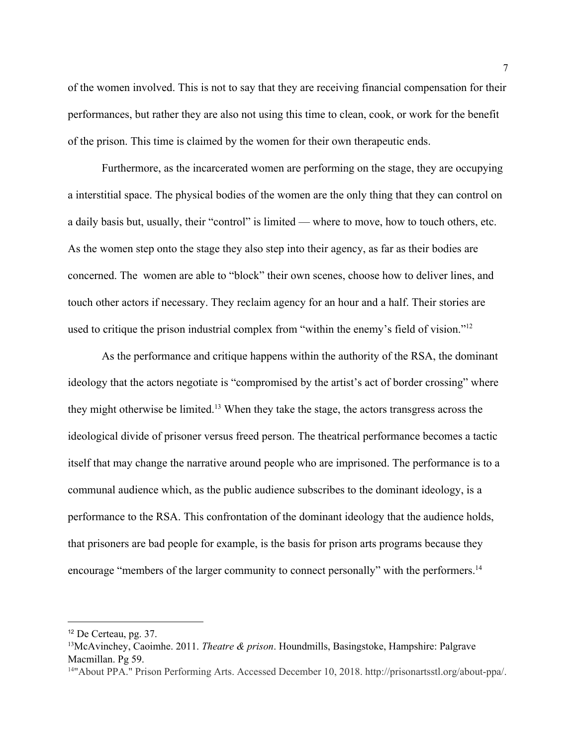of the women involved. This is not to say that they are receiving financial compensation for their performances, but rather they are also not using this time to clean, cook, or work for the benefit of the prison. This time is claimed by the women for their own therapeutic ends.

Furthermore, as the incarcerated women are performing on the stage, they are occupying a interstitial space. The physical bodies of the women are the only thing that they can control on a daily basis but, usually, their "control" is limited — where to move, how to touch others, etc. As the women step onto the stage they also step into their agency, as far as their bodies are concerned. The women are able to "block" their own scenes, choose how to deliver lines, and touch other actors if necessary. They reclaim agency for an hour and a half. Their stories are used to critique the prison industrial complex from "within the enemy's field of vision."[12]

As the performance and critique happens within the authority of the RSA, the dominant ideology that the actors negotiate is "compromised by the artist's act of border crossing" where they might otherwise be limited.[13] When they take the stage, the actors transgress across the ideological divide of prisoner versus freed person. The theatrical performance becomes a tactic itself that may change the narrative around people who are imprisoned. The performance is to a communal audience which, as the public audience subscribes to the dominant ideology, is a performance to the RSA. This confrontation of the dominant ideology that the audience holds, that prisoners are bad people for example, is the basis for prison arts programs because they encourage "members of the larger community to connect personally" with the performers.[14]

---

[12] De Certeau, pg. 37.

[13] McAvinchey, Caoimhe. 2011. *Theatre & prison*. Houndmills, Basingstoke, Hampshire: Palgrave Macmillan. Pg 59.

[14] "About PPA." Prison Performing Arts. Accessed December 10, 2018. http://prisonartsstl.org/about-ppa/.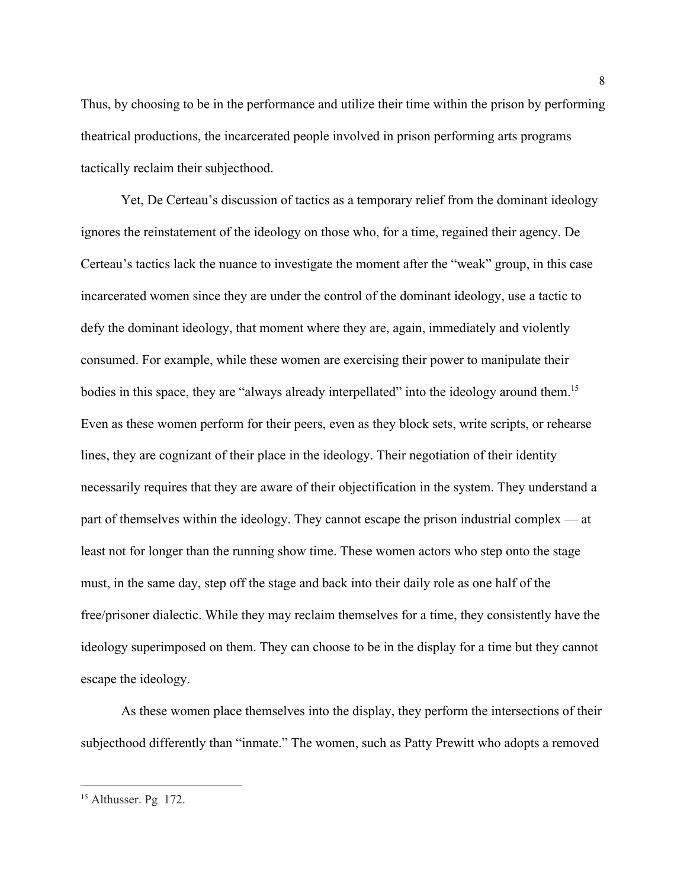Thus, by choosing to be in the performance and utilize their time within the prison by performing theatrical productions, the incarcerated people involved in prison performing arts programs tactically reclaim their subjecthood.

Yet, De Certeau's discussion of tactics as a temporary relief from the dominant ideology ignores the reinstatement of the ideology on those who, for a time, regained their agency. De Certeau's tactics lack the nuance to investigate the moment after the "weak" group, in this case incarcerated women since they are under the control of the dominant ideology, use a tactic to defy the dominant ideology, that moment where they are, again, immediately and violently consumed. For example, while these women are exercising their power to manipulate their bodies in this space, they are "always already interpellated" into the ideology around them.[15] Even as these women perform for their peers, even as they block sets, write scripts, or rehearse lines, they are cognizant of their place in the ideology. Their negotiation of their identity necessarily requires that they are aware of their objectification in the system. They understand a part of themselves within the ideology. They cannot escape the prison industrial complex — at least not for longer than the running show time. These women actors who step onto the stage must, in the same day, step off the stage and back into their daily role as one half of the free/prisoner dialectic. While they may reclaim themselves for a time, they consistently have the ideology superimposed on them. They can choose to be in the display for a time but they cannot escape the ideology.

As these women place themselves into the display, they perform the intersections of their subjecthood differently than "inmate." The women, such as Patty Prewitt who adopts a removed

---

[15] Althusser. Pg 172.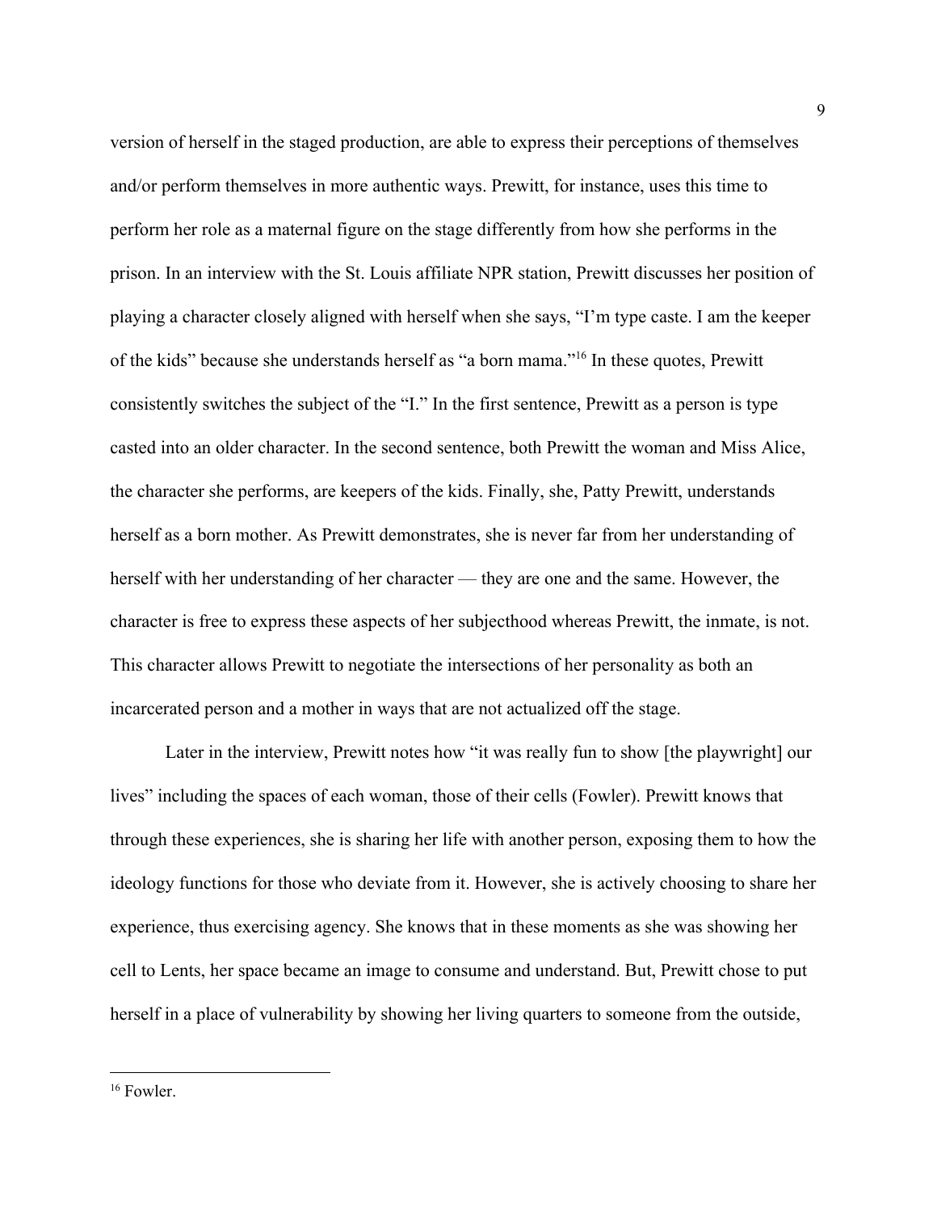version of herself in the staged production, are able to express their perceptions of themselves and/or perform themselves in more authentic ways. Prewitt, for instance, uses this time to perform her role as a maternal figure on the stage differently from how she performs in the prison. In an interview with the St. Louis affiliate NPR station, Prewitt discusses her position of playing a character closely aligned with herself when she says, "I'm type caste. I am the keeper of the kids" because she understands herself as "a born mama."[16] In these quotes, Prewitt consistently switches the subject of the "I." In the first sentence, Prewitt as a person is type casted into an older character. In the second sentence, both Prewitt the woman and Miss Alice, the character she performs, are keepers of the kids. Finally, she, Patty Prewitt, understands herself as a born mother. As Prewitt demonstrates, she is never far from her understanding of herself with her understanding of her character — they are one and the same. However, the character is free to express these aspects of her subjecthood whereas Prewitt, the inmate, is not. This character allows Prewitt to negotiate the intersections of her personality as both an incarcerated person and a mother in ways that are not actualized off the stage.

Later in the interview, Prewitt notes how "it was really fun to show [the playwright] our lives" including the spaces of each woman, those of their cells (Fowler). Prewitt knows that through these experiences, she is sharing her life with another person, exposing them to how the ideology functions for those who deviate from it. However, she is actively choosing to share her experience, thus exercising agency. She knows that in these moments as she was showing her cell to Lents, her space became an image to consume and understand. But, Prewitt chose to put herself in a place of vulnerability by showing her living quarters to someone from the outside,

---

[16] Fowler.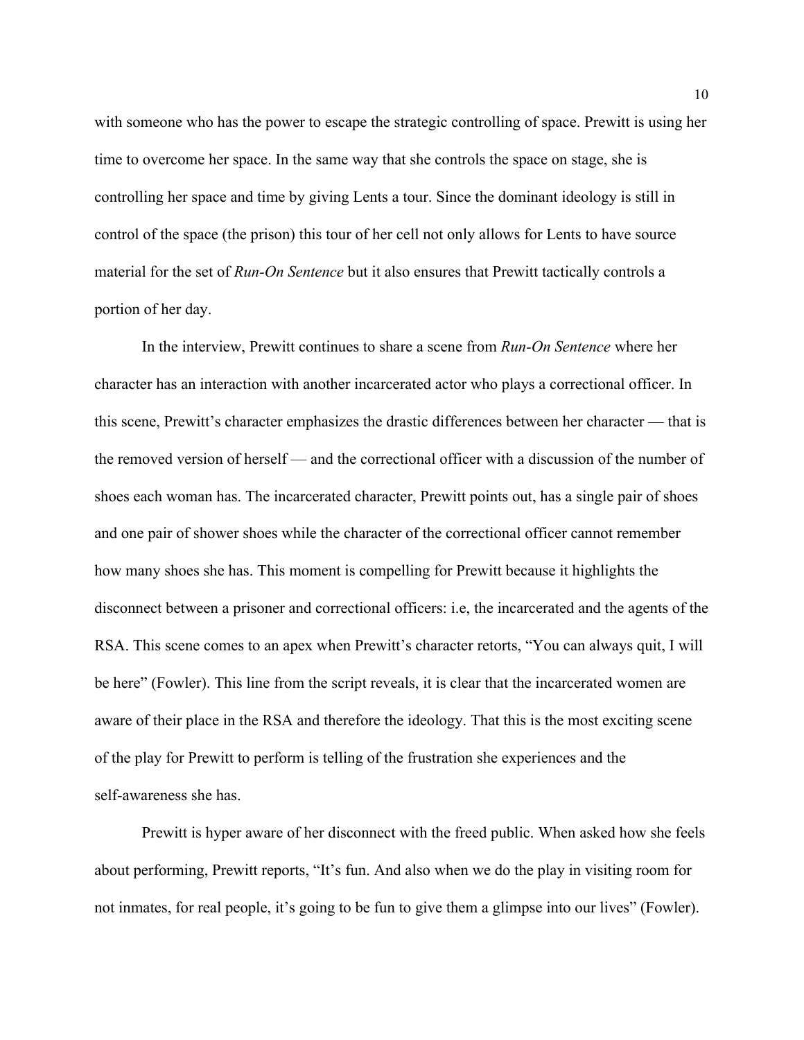with someone who has the power to escape the strategic controlling of space. Prewitt is using her time to overcome her space. In the same way that she controls the space on stage, she is controlling her space and time by giving Lents a tour. Since the dominant ideology is still in control of the space (the prison) this tour of her cell not only allows for Lents to have source material for the set of *Run-On Sentence* but it also ensures that Prewitt tactically controls a portion of her day.

In the interview, Prewitt continues to share a scene from *Run-On Sentence* where her character has an interaction with another incarcerated actor who plays a correctional officer. In this scene, Prewitt's character emphasizes the drastic differences between her character — that is the removed version of herself — and the correctional officer with a discussion of the number of shoes each woman has. The incarcerated character, Prewitt points out, has a single pair of shoes and one pair of shower shoes while the character of the correctional officer cannot remember how many shoes she has. This moment is compelling for Prewitt because it highlights the disconnect between a prisoner and correctional officers: i.e, the incarcerated and the agents of the RSA. This scene comes to an apex when Prewitt's character retorts, "You can always quit, I will be here" (Fowler). This line from the script reveals, it is clear that the incarcerated women are aware of their place in the RSA and therefore the ideology. That this is the most exciting scene of the play for Prewitt to perform is telling of the frustration she experiences and the self-awareness she has.

Prewitt is hyper aware of her disconnect with the freed public. When asked how she feels about performing, Prewitt reports, "It's fun. And also when we do the play in visiting room for not inmates, for real people, it's going to be fun to give them a glimpse into our lives" (Fowler).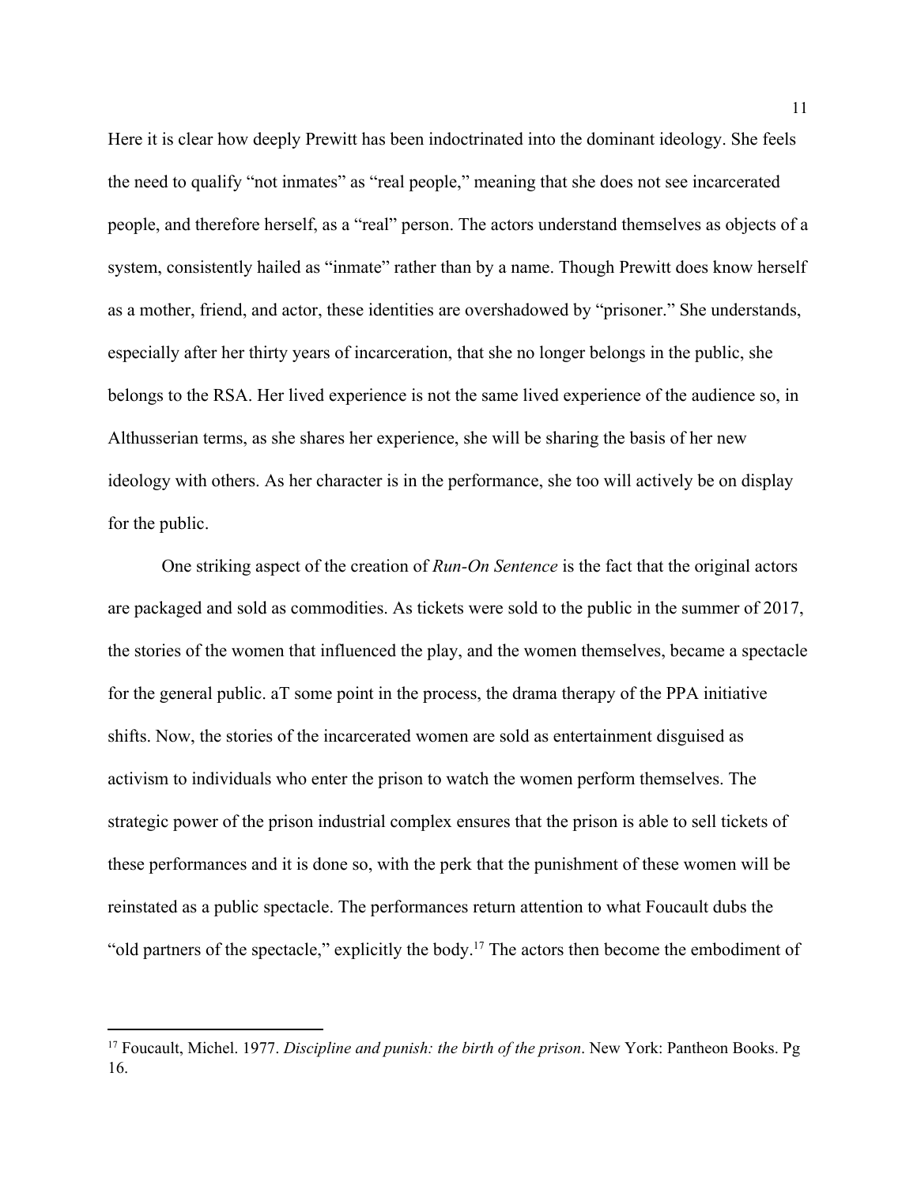Here it is clear how deeply Prewitt has been indoctrinated into the dominant ideology. She feels the need to qualify "not inmates" as "real people," meaning that she does not see incarcerated people, and therefore herself, as a "real" person. The actors understand themselves as objects of a system, consistently hailed as "inmate" rather than by a name. Though Prewitt does know herself as a mother, friend, and actor, these identities are overshadowed by "prisoner." She understands, especially after her thirty years of incarceration, that she no longer belongs in the public, she belongs to the RSA. Her lived experience is not the same lived experience of the audience so, in Althusserian terms, as she shares her experience, she will be sharing the basis of her new ideology with others. As her character is in the performance, she too will actively be on display for the public.

One striking aspect of the creation of *Run-On Sentence* is the fact that the original actors are packaged and sold as commodities. As tickets were sold to the public in the summer of 2017, the stories of the women that influenced the play, and the women themselves, became a spectacle for the general public. aT some point in the process, the drama therapy of the PPA initiative shifts. Now, the stories of the incarcerated women are sold as entertainment disguised as activism to individuals who enter the prison to watch the women perform themselves. The strategic power of the prison industrial complex ensures that the prison is able to sell tickets of these performances and it is done so, with the perk that the punishment of these women will be reinstated as a public spectacle. The performances return attention to what Foucault dubs the "old partners of the spectacle," explicitly the body.[17] The actors then become the embodiment of

[17] Foucault, Michel. 1977. *Discipline and punish: the birth of the prison*. New York: Pantheon Books. Pg 16.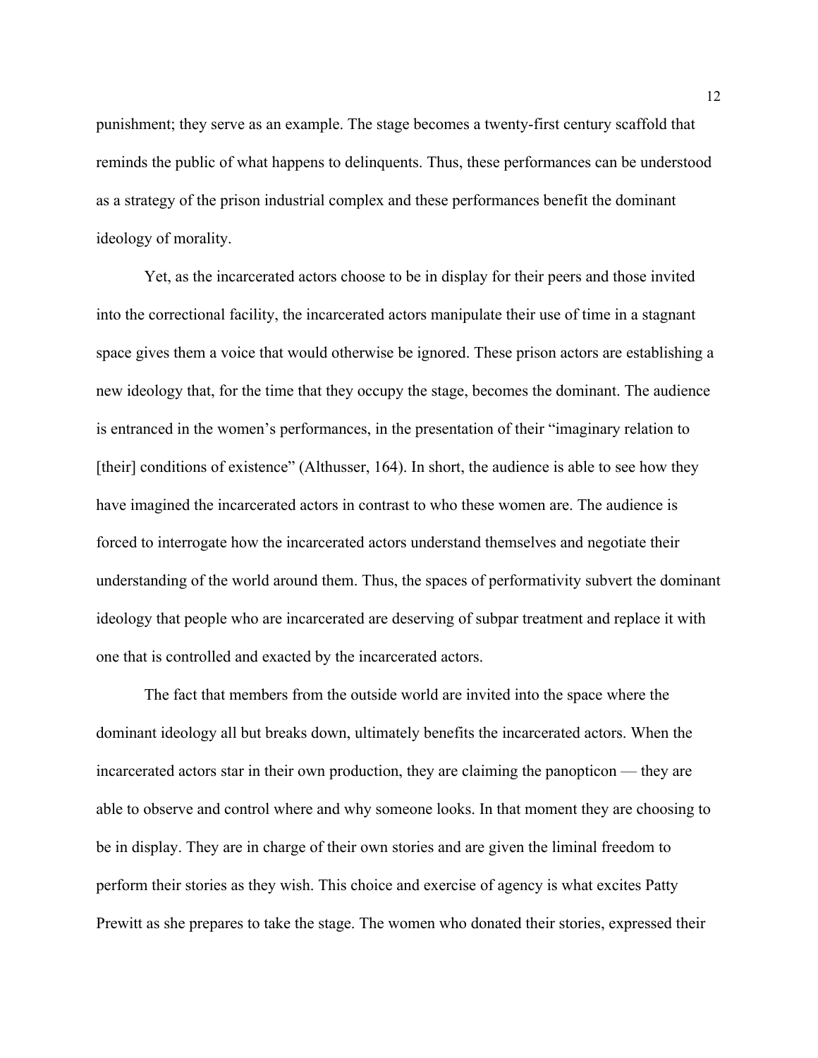punishment; they serve as an example. The stage becomes a twenty-first century scaffold that reminds the public of what happens to delinquents. Thus, these performances can be understood as a strategy of the prison industrial complex and these performances benefit the dominant ideology of morality.

Yet, as the incarcerated actors choose to be in display for their peers and those invited into the correctional facility, the incarcerated actors manipulate their use of time in a stagnant space gives them a voice that would otherwise be ignored. These prison actors are establishing a new ideology that, for the time that they occupy the stage, becomes the dominant. The audience is entranced in the women's performances, in the presentation of their "imaginary relation to [their] conditions of existence" (Althusser, 164). In short, the audience is able to see how they have imagined the incarcerated actors in contrast to who these women are. The audience is forced to interrogate how the incarcerated actors understand themselves and negotiate their understanding of the world around them. Thus, the spaces of performativity subvert the dominant ideology that people who are incarcerated are deserving of subpar treatment and replace it with one that is controlled and exacted by the incarcerated actors.

The fact that members from the outside world are invited into the space where the dominant ideology all but breaks down, ultimately benefits the incarcerated actors. When the incarcerated actors star in their own production, they are claiming the panopticon — they are able to observe and control where and why someone looks. In that moment they are choosing to be in display. They are in charge of their own stories and are given the liminal freedom to perform their stories as they wish. This choice and exercise of agency is what excites Patty Prewitt as she prepares to take the stage. The women who donated their stories, expressed their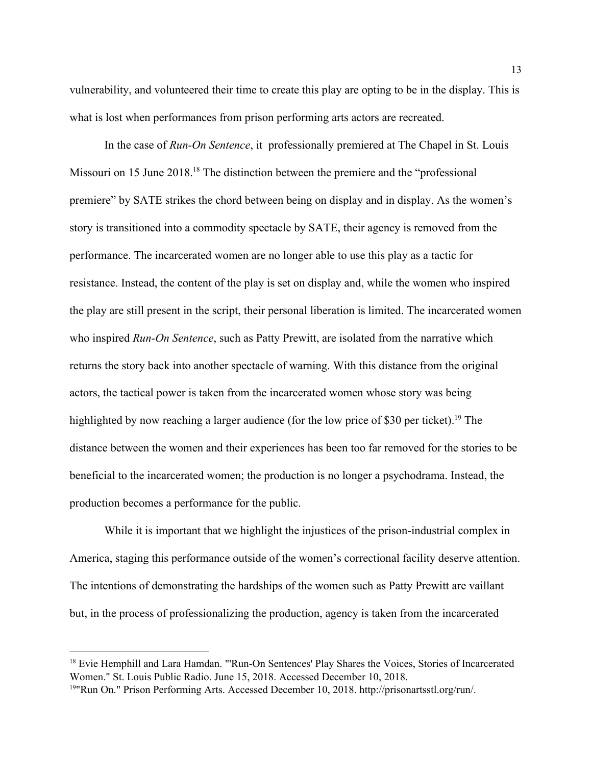vulnerability, and volunteered their time to create this play are opting to be in the display. This is what is lost when performances from prison performing arts actors are recreated.

In the case of *Run-On Sentence*, it  professionally premiered at The Chapel in St. Louis Missouri on 15 June 2018.[18] The distinction between the premiere and the "professional premiere" by SATE strikes the chord between being on display and in display. As the women's story is transitioned into a commodity spectacle by SATE, their agency is removed from the performance. The incarcerated women are no longer able to use this play as a tactic for resistance. Instead, the content of the play is set on display and, while the women who inspired the play are still present in the script, their personal liberation is limited. The incarcerated women who inspired *Run-On Sentence*, such as Patty Prewitt, are isolated from the narrative which returns the story back into another spectacle of warning. With this distance from the original actors, the tactical power is taken from the incarcerated women whose story was being highlighted by now reaching a larger audience (for the low price of $30 per ticket).[19] The distance between the women and their experiences has been too far removed for the stories to be beneficial to the incarcerated women; the production is no longer a psychodrama. Instead, the production becomes a performance for the public.

While it is important that we highlight the injustices of the prison-industrial complex in America, staging this performance outside of the women's correctional facility deserve attention. The intentions of demonstrating the hardships of the women such as Patty Prewitt are vaillant but, in the process of professionalizing the production, agency is taken from the incarcerated

---

[18] Evie Hemphill and Lara Hamdan. "'Run-On Sentences' Play Shares the Voices, Stories of Incarcerated Women." St. Louis Public Radio. June 15, 2018. Accessed December 10, 2018.

[19] "Run On." Prison Performing Arts. Accessed December 10, 2018. http://prisonartsstl.org/run/.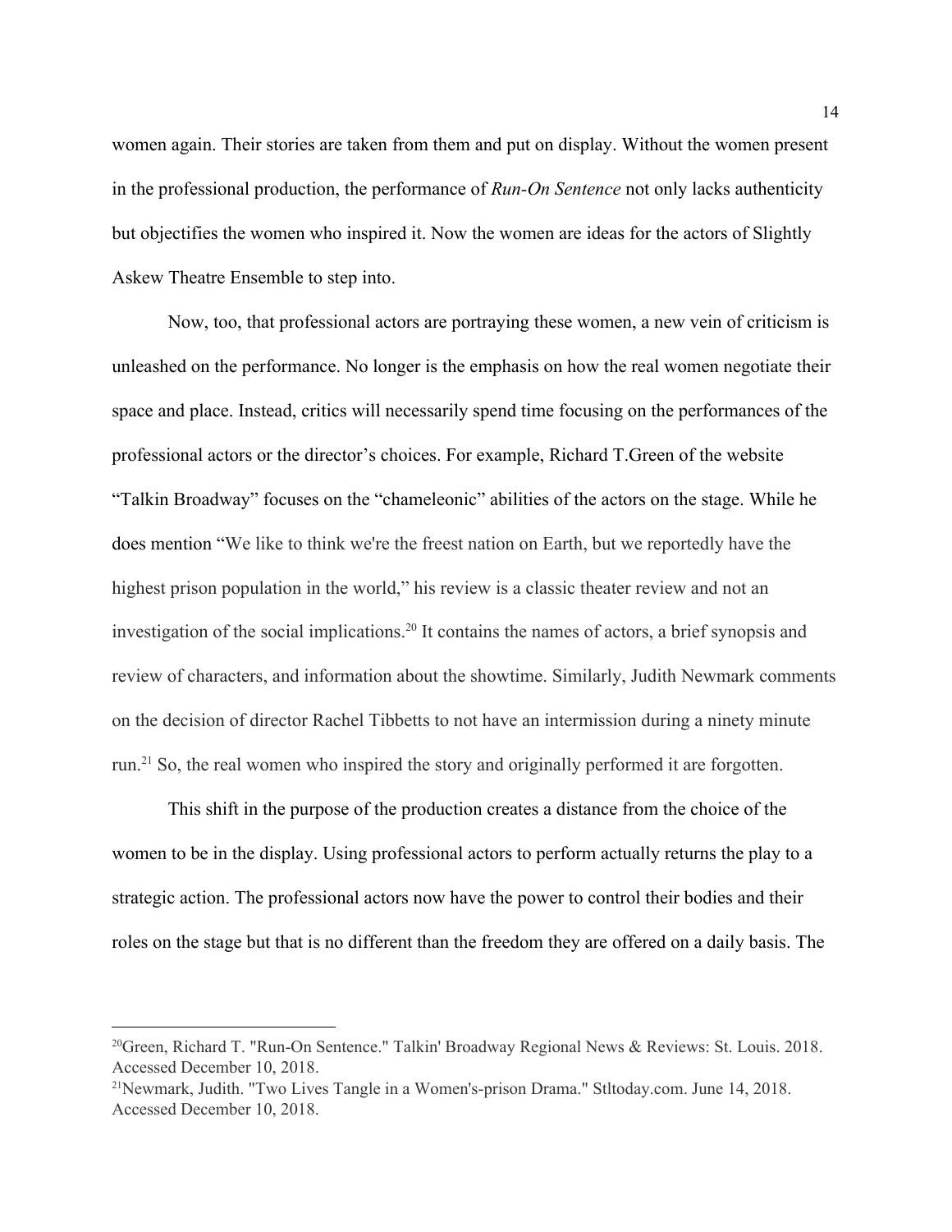women again. Their stories are taken from them and put on display. Without the women present in the professional production, the performance of *Run-On Sentence* not only lacks authenticity but objectifies the women who inspired it. Now the women are ideas for the actors of Slightly Askew Theatre Ensemble to step into.

Now, too, that professional actors are portraying these women, a new vein of criticism is unleashed on the performance. No longer is the emphasis on how the real women negotiate their space and place. Instead, critics will necessarily spend time focusing on the performances of the professional actors or the director's choices. For example, Richard T.Green of the website "Talkin Broadway" focuses on the "chameleonic" abilities of the actors on the stage. While he does mention "We like to think we're the freest nation on Earth, but we reportedly have the highest prison population in the world," his review is a classic theater review and not an investigation of the social implications.[20] It contains the names of actors, a brief synopsis and review of characters, and information about the showtime. Similarly, Judith Newmark comments on the decision of director Rachel Tibbetts to not have an intermission during a ninety minute run.[21] So, the real women who inspired the story and originally performed it are forgotten.

This shift in the purpose of the production creates a distance from the choice of the women to be in the display. Using professional actors to perform actually returns the play to a strategic action. The professional actors now have the power to control their bodies and their roles on the stage but that is no different than the freedom they are offered on a daily basis. The

---

[20]Green, Richard T. "Run-On Sentence." Talkin' Broadway Regional News & Reviews: St. Louis. 2018. Accessed December 10, 2018.

[21]Newmark, Judith. "Two Lives Tangle in a Women's-prison Drama." Stltoday.com. June 14, 2018. Accessed December 10, 2018.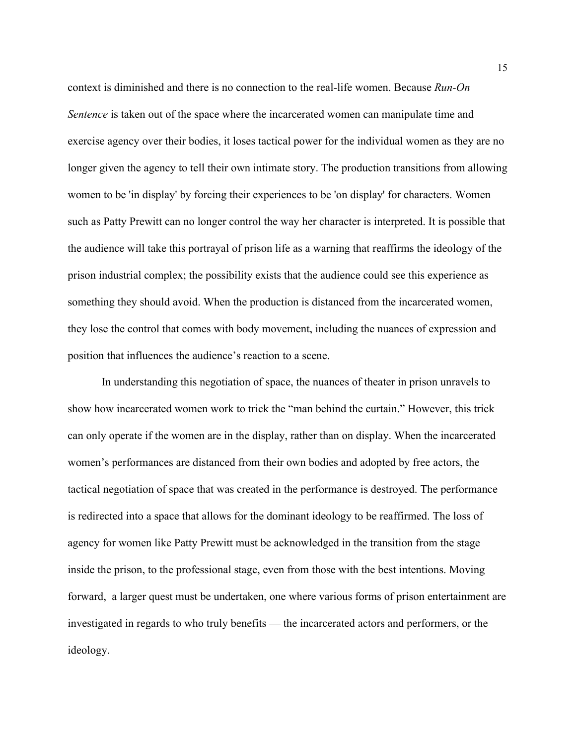context is diminished and there is no connection to the real-life women. Because *Run-On Sentence* is taken out of the space where the incarcerated women can manipulate time and exercise agency over their bodies, it loses tactical power for the individual women as they are no longer given the agency to tell their own intimate story. The production transitions from allowing women to be 'in display' by forcing their experiences to be 'on display' for characters. Women such as Patty Prewitt can no longer control the way her character is interpreted. It is possible that the audience will take this portrayal of prison life as a warning that reaffirms the ideology of the prison industrial complex; the possibility exists that the audience could see this experience as something they should avoid. When the production is distanced from the incarcerated women, they lose the control that comes with body movement, including the nuances of expression and position that influences the audience's reaction to a scene.

In understanding this negotiation of space, the nuances of theater in prison unravels to show how incarcerated women work to trick the "man behind the curtain." However, this trick can only operate if the women are in the display, rather than on display. When the incarcerated women's performances are distanced from their own bodies and adopted by free actors, the tactical negotiation of space that was created in the performance is destroyed. The performance is redirected into a space that allows for the dominant ideology to be reaffirmed. The loss of agency for women like Patty Prewitt must be acknowledged in the transition from the stage inside the prison, to the professional stage, even from those with the best intentions. Moving forward, a larger quest must be undertaken, one where various forms of prison entertainment are investigated in regards to who truly benefits — the incarcerated actors and performers, or the ideology.